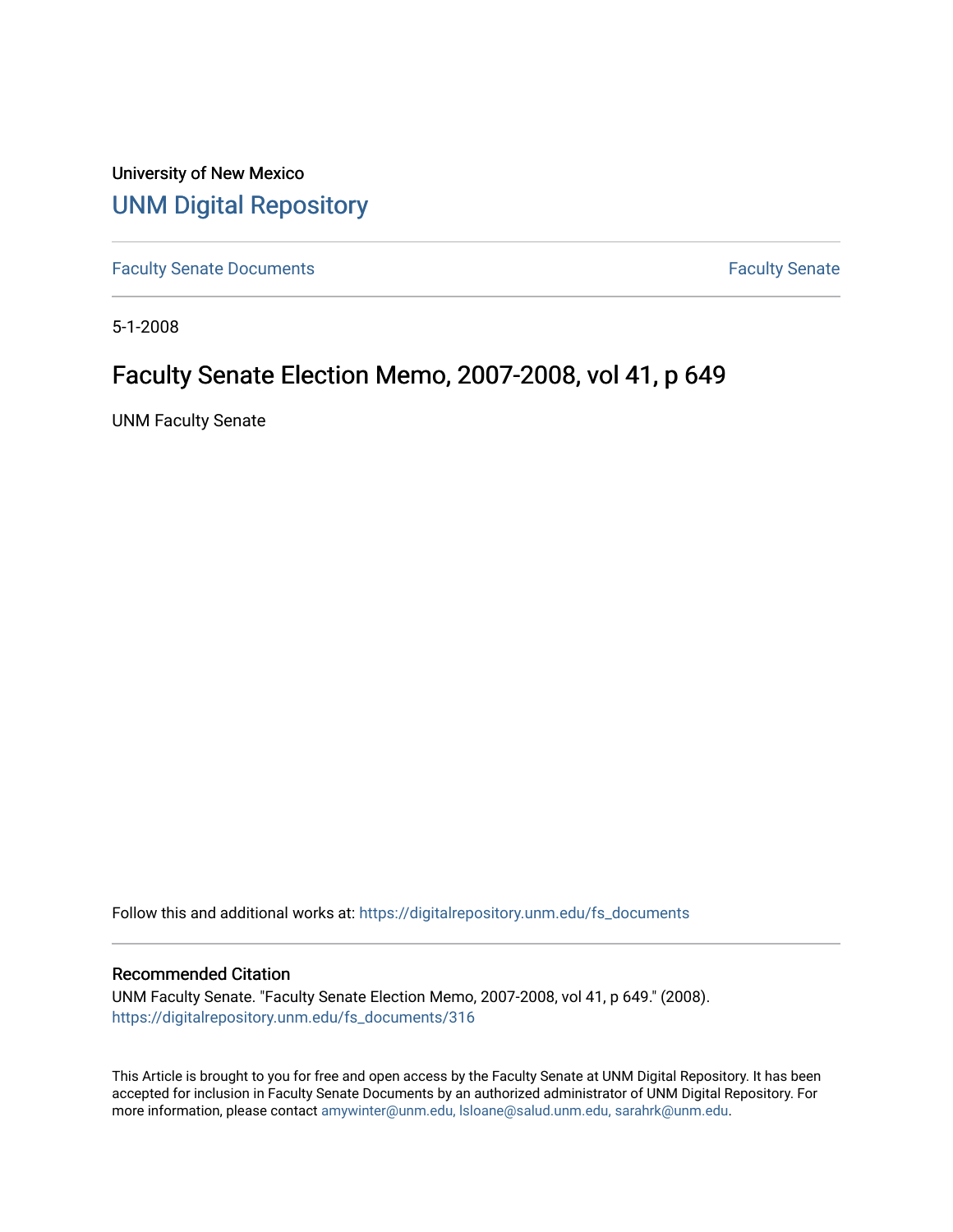University of New Mexico

# UNM Digital Repository

Faculty Senate Documents

Faculty Senate

5-1-2008

## Faculty Senate Election Memo, 2007-2008, vol 41, p 649

UNM Faculty Senate

Follow this and additional works at: https://digitalrepository.unm.edu/fs_documents

### Recommended Citation

UNM Faculty Senate. "Faculty Senate Election Memo, 2007-2008, vol 41, p 649." (2008). https://digitalrepository.unm.edu/fs_documents/316

This Article is brought to you for free and open access by the Faculty Senate at UNM Digital Repository. It has been accepted for inclusion in Faculty Senate Documents by an authorized administrator of UNM Digital Repository. For more information, please contact amywinter@unm.edu, lsloane@salud.unm.edu, sarahrk@unm.edu.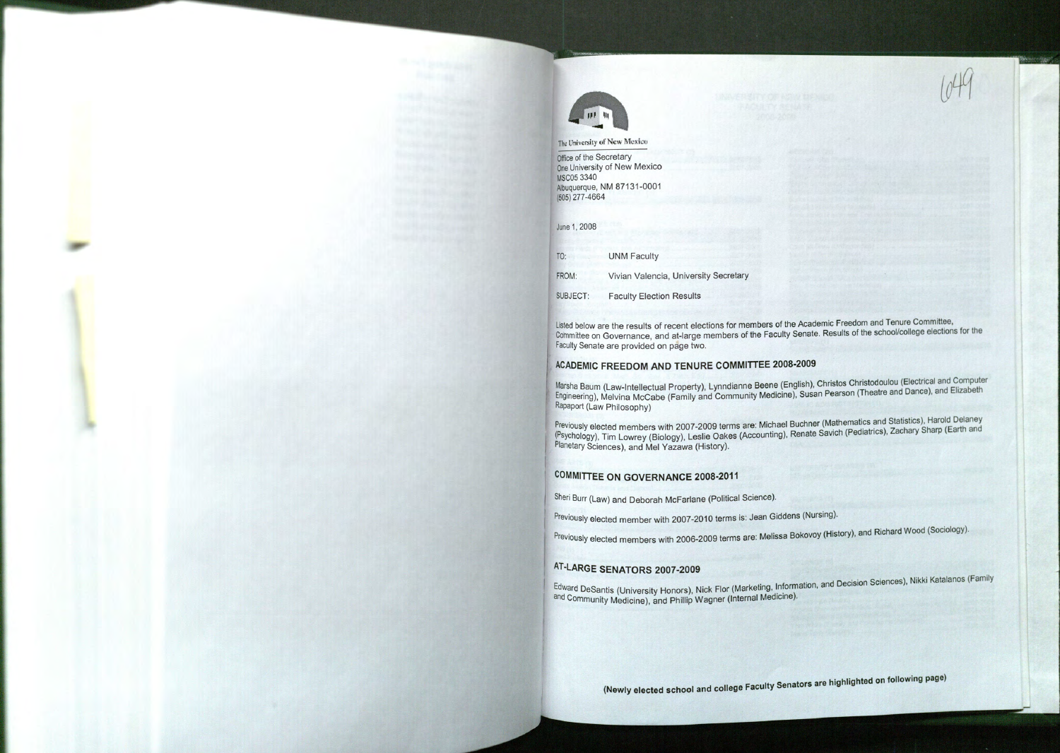The University of New Mexico

Office of the Secretary
One University of New Mexico
MSC05 3340
Albuquerque, NM 87131-0001
(505) 277-4664

June 1, 2008

TO: UNM Faculty

FROM: Vivian Valencia, University Secretary

SUBJECT: Faculty Election Results

Listed below are the results of recent elections for members of the Academic Freedom and Tenure Committee, Committee on Governance, and at-large members of the Faculty Senate. Results of the school/college elections for the Faculty Senate are provided on page two.

## ACADEMIC FREEDOM AND TENURE COMMITTEE 2008-2009

Marsha Baum (Law-Intellectual Property), Lynndianne Beene (English), Christos Christodoulou (Electrical and Computer Engineering), Melvina McCabe (Family and Community Medicine), Susan Pearson (Theatre and Dance), and Elizabeth Rapaport (Law Philosophy)

Previously elected members with 2007-2009 terms are: Michael Buchner (Mathematics and Statistics), Harold Delaney (Psychology), Tim Lowrey (Biology), Leslie Oakes (Accounting), Renate Savich (Pediatrics), Zachary Sharp (Earth and Planetary Sciences), and Mel Yazawa (History).

## COMMITTEE ON GOVERNANCE 2008-2011

Sheri Burr (Law) and Deborah McFarlane (Political Science).

Previously elected member with 2007-2010 terms is: Jean Giddens (Nursing).

Previously elected members with 2006-2009 terms are: Melissa Bokovoy (History), and Richard Wood (Sociology).

## AT-LARGE SENATORS 2007-2009

Edward DeSantis (University Honors), Nick Flor (Marketing, Information, and Decision Sciences), Nikki Katalanos (Family and Community Medicine), and Phillip Wagner (Internal Medicine).

**(Newly elected school and college Faculty Senators are highlighted on following page)**